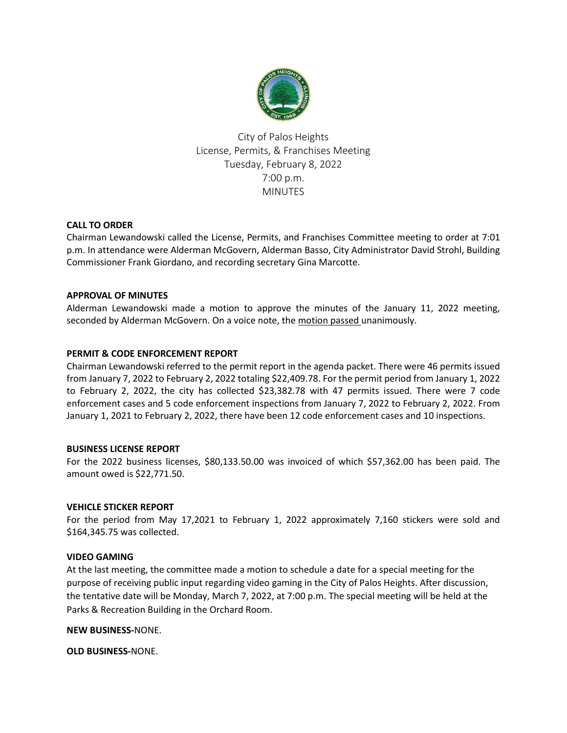City of Palos Heights
License, Permits, & Franchises Meeting
Tuesday, February 8, 2022
7:00 p.m.
MINUTES

**CALL TO ORDER**

Chairman Lewandowski called the License, Permits, and Franchises Committee meeting to order at 7:01 p.m. In attendance were Alderman McGovern, Alderman Basso, City Administrator David Strohl, Building Commissioner Frank Giordano, and recording secretary Gina Marcotte.

**APPROVAL OF MINUTES**

Alderman Lewandowski made a motion to approve the minutes of the January 11, 2022 meeting, seconded by Alderman McGovern. On a voice note, the motion passed unanimously.

**PERMIT & CODE ENFORCEMENT REPORT**

Chairman Lewandowski referred to the permit report in the agenda packet. There were 46 permits issued from January 7, 2022 to February 2, 2022 totaling $22,409.78. For the permit period from January 1, 2022 to February 2, 2022, the city has collected $23,382.78 with 47 permits issued. There were 7 code enforcement cases and 5 code enforcement inspections from January 7, 2022 to February 2, 2022. From January 1, 2021 to February 2, 2022, there have been 12 code enforcement cases and 10 inspections.

**BUSINESS LICENSE REPORT**

For the 2022 business licenses, $80,133.50.00 was invoiced of which $57,362.00 has been paid. The amount owed is $22,771.50.

**VEHICLE STICKER REPORT**

For the period from May 17,2021 to February 1, 2022 approximately 7,160 stickers were sold and $164,345.75 was collected.

**VIDEO GAMING**

At the last meeting, the committee made a motion to schedule a date for a special meeting for the purpose of receiving public input regarding video gaming in the City of Palos Heights. After discussion, the tentative date will be Monday, March 7, 2022, at 7:00 p.m. The special meeting will be held at the Parks & Recreation Building in the Orchard Room.

**NEW BUSINESS-**NONE.

**OLD BUSINESS-**NONE.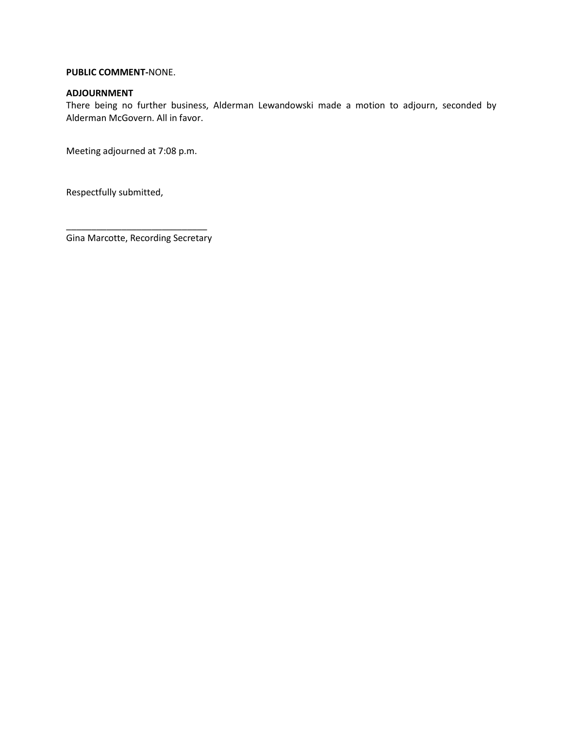**PUBLIC COMMENT-**NONE.

**ADJOURNMENT**
There being no further business, Alderman Lewandowski made a motion to adjourn, seconded by Alderman McGovern. All in favor.

Meeting adjourned at 7:08 p.m.

Respectfully submitted,

___________________________
Gina Marcotte, Recording Secretary